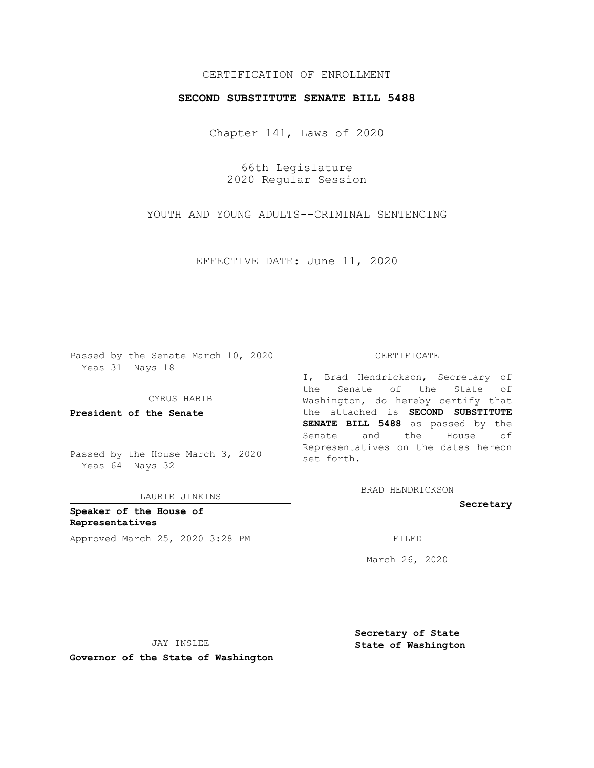CERTIFICATION OF ENROLLMENT

**SECOND SUBSTITUTE SENATE BILL 5488**

Chapter 141, Laws of 2020

66th Legislature
2020 Regular Session

YOUTH AND YOUNG ADULTS--CRIMINAL SENTENCING

EFFECTIVE DATE: June 11, 2020

Passed by the Senate March 10, 2020
Yeas 31 Nays 18

CYRUS HABIB

**President of the Senate**

Passed by the House March 3, 2020
Yeas 64 Nays 32

LAURIE JINKINS

**Speaker of the House of Representatives**

Approved March 25, 2020 3:28 PM

JAY INSLEE

**Governor of the State of Washington**

CERTIFICATE

I, Brad Hendrickson, Secretary of the Senate of the State of Washington, do hereby certify that the attached is **SECOND SUBSTITUTE SENATE BILL 5488** as passed by the Senate and the House of Representatives on the dates hereon set forth.

BRAD HENDRICKSON

**Secretary**

FILED

March 26, 2020

**Secretary of State**
**State of Washington**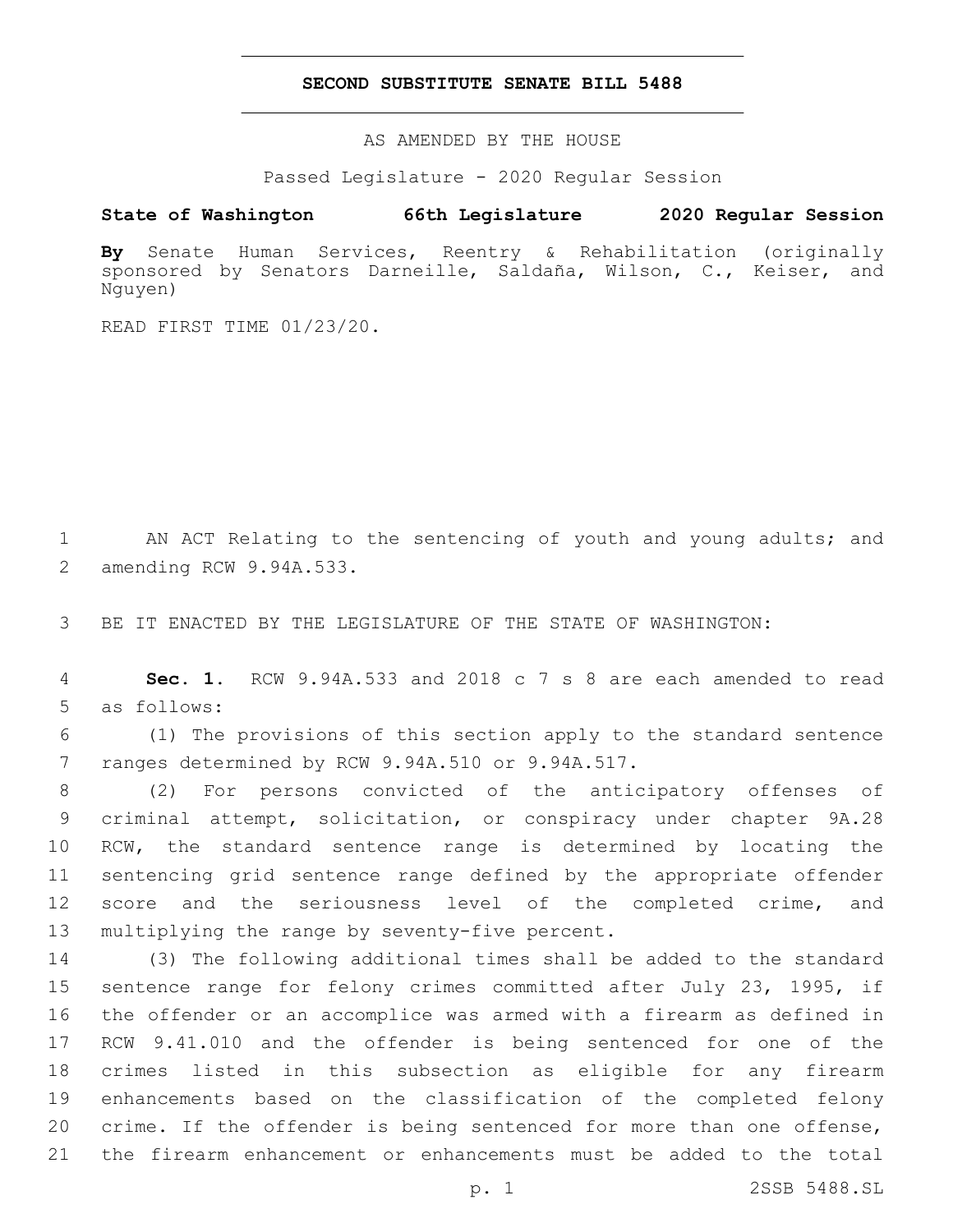# SECOND SUBSTITUTE SENATE BILL 5488

AS AMENDED BY THE HOUSE

Passed Legislature - 2020 Regular Session

**State of Washington 66th Legislature 2020 Regular Session**

**By** Senate Human Services, Reentry & Rehabilitation (originally sponsored by Senators Darneille, Saldaña, Wilson, C., Keiser, and Nguyen)

READ FIRST TIME 01/23/20.

1 AN ACT Relating to the sentencing of youth and young adults; and 2 amending RCW 9.94A.533.

3 BE IT ENACTED BY THE LEGISLATURE OF THE STATE OF WASHINGTON:

4 **Sec. 1.** RCW 9.94A.533 and 2018 c 7 s 8 are each amended to read 5 as follows:

6 (1) The provisions of this section apply to the standard sentence 7 ranges determined by RCW 9.94A.510 or 9.94A.517.

8 (2) For persons convicted of the anticipatory offenses of 9 criminal attempt, solicitation, or conspiracy under chapter 9A.28 10 RCW, the standard sentence range is determined by locating the 11 sentencing grid sentence range defined by the appropriate offender 12 score and the seriousness level of the completed crime, and 13 multiplying the range by seventy-five percent.

14 (3) The following additional times shall be added to the standard 15 sentence range for felony crimes committed after July 23, 1995, if 16 the offender or an accomplice was armed with a firearm as defined in 17 RCW 9.41.010 and the offender is being sentenced for one of the 18 crimes listed in this subsection as eligible for any firearm 19 enhancements based on the classification of the completed felony 20 crime. If the offender is being sentenced for more than one offense, 21 the firearm enhancement or enhancements must be added to the total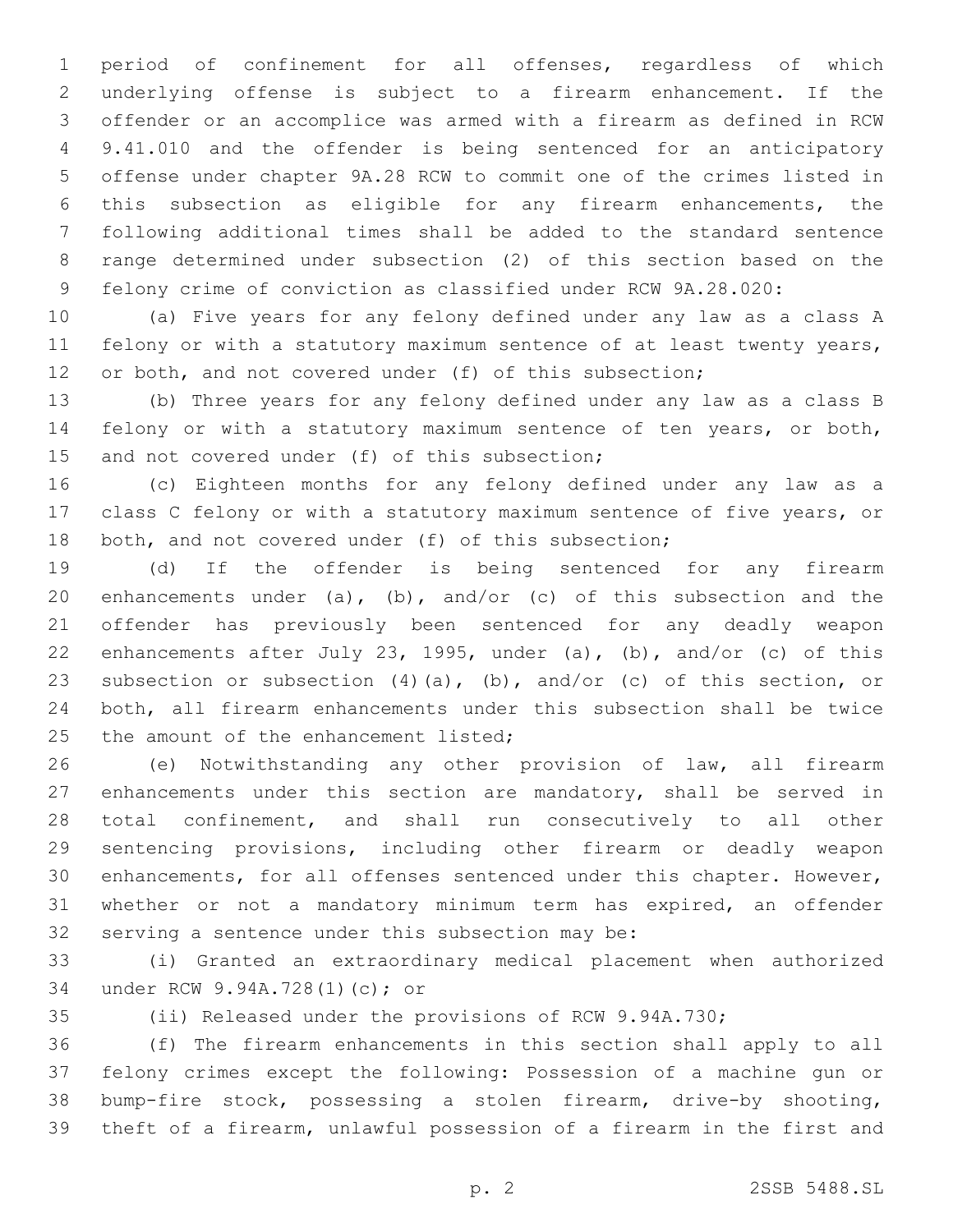period of confinement for all offenses, regardless of which underlying offense is subject to a firearm enhancement. If the offender or an accomplice was armed with a firearm as defined in RCW 9.41.010 and the offender is being sentenced for an anticipatory offense under chapter 9A.28 RCW to commit one of the crimes listed in this subsection as eligible for any firearm enhancements, the following additional times shall be added to the standard sentence range determined under subsection (2) of this section based on the felony crime of conviction as classified under RCW 9A.28.020:

(a) Five years for any felony defined under any law as a class A felony or with a statutory maximum sentence of at least twenty years, or both, and not covered under (f) of this subsection;

(b) Three years for any felony defined under any law as a class B felony or with a statutory maximum sentence of ten years, or both, and not covered under (f) of this subsection;

(c) Eighteen months for any felony defined under any law as a class C felony or with a statutory maximum sentence of five years, or both, and not covered under (f) of this subsection;

(d) If the offender is being sentenced for any firearm enhancements under (a), (b), and/or (c) of this subsection and the offender has previously been sentenced for any deadly weapon enhancements after July 23, 1995, under (a), (b), and/or (c) of this subsection or subsection (4)(a), (b), and/or (c) of this section, or both, all firearm enhancements under this subsection shall be twice the amount of the enhancement listed;

(e) Notwithstanding any other provision of law, all firearm enhancements under this section are mandatory, shall be served in total confinement, and shall run consecutively to all other sentencing provisions, including other firearm or deadly weapon enhancements, for all offenses sentenced under this chapter. However, whether or not a mandatory minimum term has expired, an offender serving a sentence under this subsection may be:

(i) Granted an extraordinary medical placement when authorized under RCW 9.94A.728(1)(c); or

(ii) Released under the provisions of RCW 9.94A.730;

(f) The firearm enhancements in this section shall apply to all felony crimes except the following: Possession of a machine gun or bump-fire stock, possessing a stolen firearm, drive-by shooting, theft of a firearm, unlawful possession of a firearm in the first and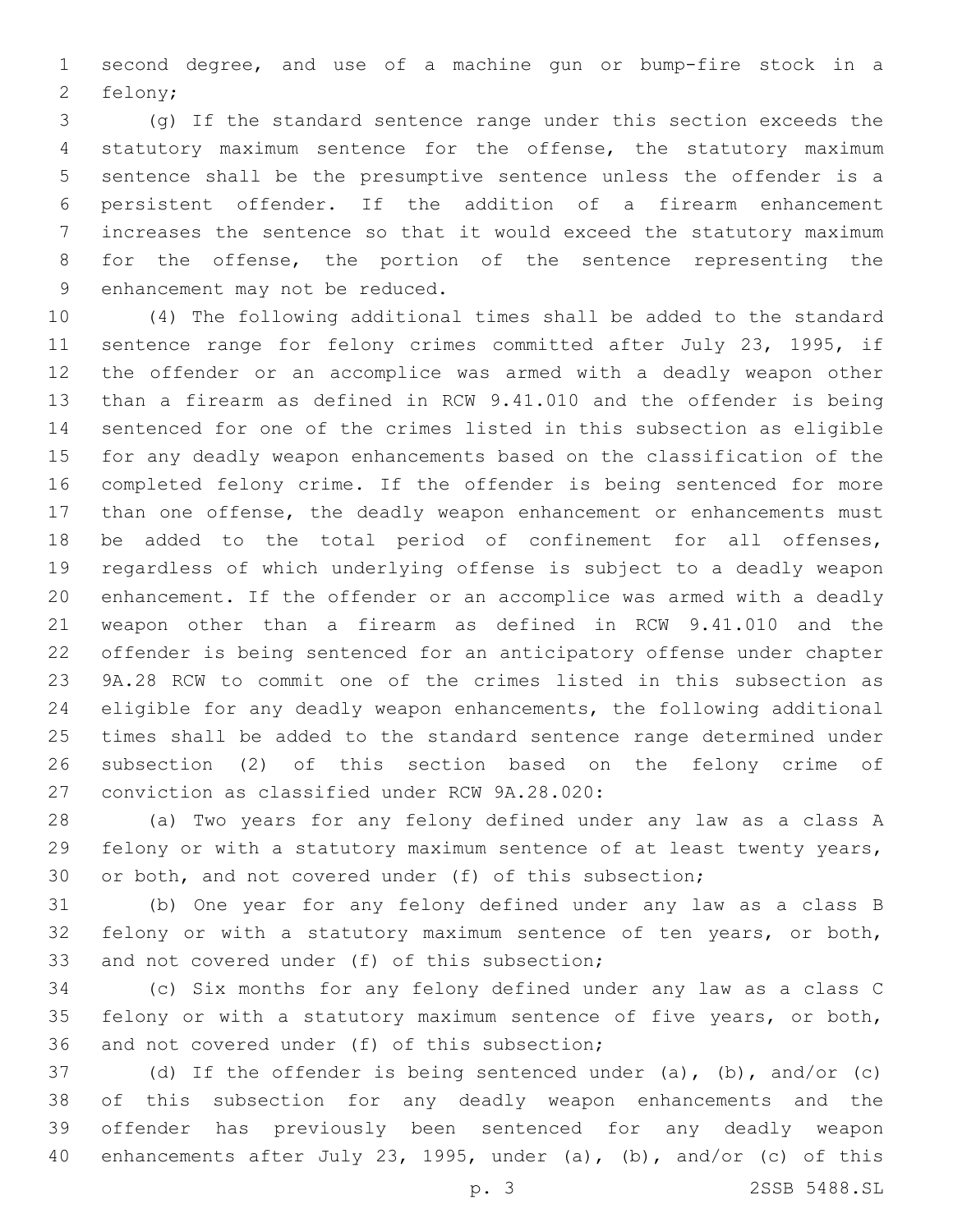second degree, and use of a machine gun or bump-fire stock in a felony;

(g) If the standard sentence range under this section exceeds the statutory maximum sentence for the offense, the statutory maximum sentence shall be the presumptive sentence unless the offender is a persistent offender. If the addition of a firearm enhancement increases the sentence so that it would exceed the statutory maximum for the offense, the portion of the sentence representing the enhancement may not be reduced.

(4) The following additional times shall be added to the standard sentence range for felony crimes committed after July 23, 1995, if the offender or an accomplice was armed with a deadly weapon other than a firearm as defined in RCW 9.41.010 and the offender is being sentenced for one of the crimes listed in this subsection as eligible for any deadly weapon enhancements based on the classification of the completed felony crime. If the offender is being sentenced for more than one offense, the deadly weapon enhancement or enhancements must be added to the total period of confinement for all offenses, regardless of which underlying offense is subject to a deadly weapon enhancement. If the offender or an accomplice was armed with a deadly weapon other than a firearm as defined in RCW 9.41.010 and the offender is being sentenced for an anticipatory offense under chapter 9A.28 RCW to commit one of the crimes listed in this subsection as eligible for any deadly weapon enhancements, the following additional times shall be added to the standard sentence range determined under subsection (2) of this section based on the felony crime of conviction as classified under RCW 9A.28.020:

(a) Two years for any felony defined under any law as a class A felony or with a statutory maximum sentence of at least twenty years, or both, and not covered under (f) of this subsection;

(b) One year for any felony defined under any law as a class B felony or with a statutory maximum sentence of ten years, or both, and not covered under (f) of this subsection;

(c) Six months for any felony defined under any law as a class C felony or with a statutory maximum sentence of five years, or both, and not covered under (f) of this subsection;

(d) If the offender is being sentenced under (a), (b), and/or (c) of this subsection for any deadly weapon enhancements and the offender has previously been sentenced for any deadly weapon enhancements after July 23, 1995, under (a), (b), and/or (c) of this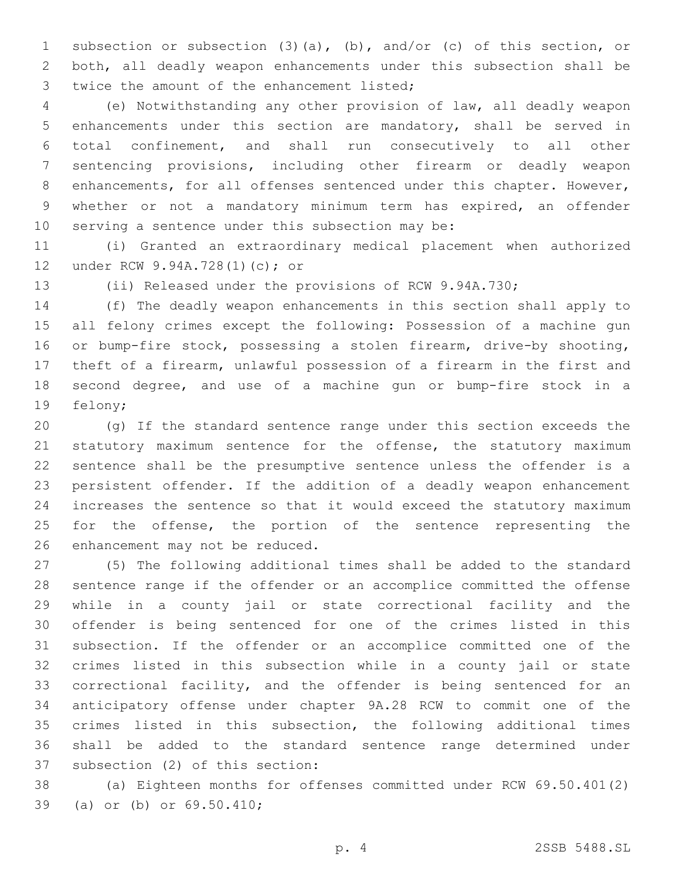subsection or subsection (3)(a), (b), and/or (c) of this section, or both, all deadly weapon enhancements under this subsection shall be twice the amount of the enhancement listed;

(e) Notwithstanding any other provision of law, all deadly weapon enhancements under this section are mandatory, shall be served in total confinement, and shall run consecutively to all other sentencing provisions, including other firearm or deadly weapon enhancements, for all offenses sentenced under this chapter. However, whether or not a mandatory minimum term has expired, an offender serving a sentence under this subsection may be:

(i) Granted an extraordinary medical placement when authorized under RCW 9.94A.728(1)(c); or

(ii) Released under the provisions of RCW 9.94A.730;

(f) The deadly weapon enhancements in this section shall apply to all felony crimes except the following: Possession of a machine gun or bump-fire stock, possessing a stolen firearm, drive-by shooting, theft of a firearm, unlawful possession of a firearm in the first and second degree, and use of a machine gun or bump-fire stock in a felony;

(g) If the standard sentence range under this section exceeds the statutory maximum sentence for the offense, the statutory maximum sentence shall be the presumptive sentence unless the offender is a persistent offender. If the addition of a deadly weapon enhancement increases the sentence so that it would exceed the statutory maximum for the offense, the portion of the sentence representing the enhancement may not be reduced.

(5) The following additional times shall be added to the standard sentence range if the offender or an accomplice committed the offense while in a county jail or state correctional facility and the offender is being sentenced for one of the crimes listed in this subsection. If the offender or an accomplice committed one of the crimes listed in this subsection while in a county jail or state correctional facility, and the offender is being sentenced for an anticipatory offense under chapter 9A.28 RCW to commit one of the crimes listed in this subsection, the following additional times shall be added to the standard sentence range determined under subsection (2) of this section:

(a) Eighteen months for offenses committed under RCW 69.50.401(2)(a) or (b) or 69.50.410;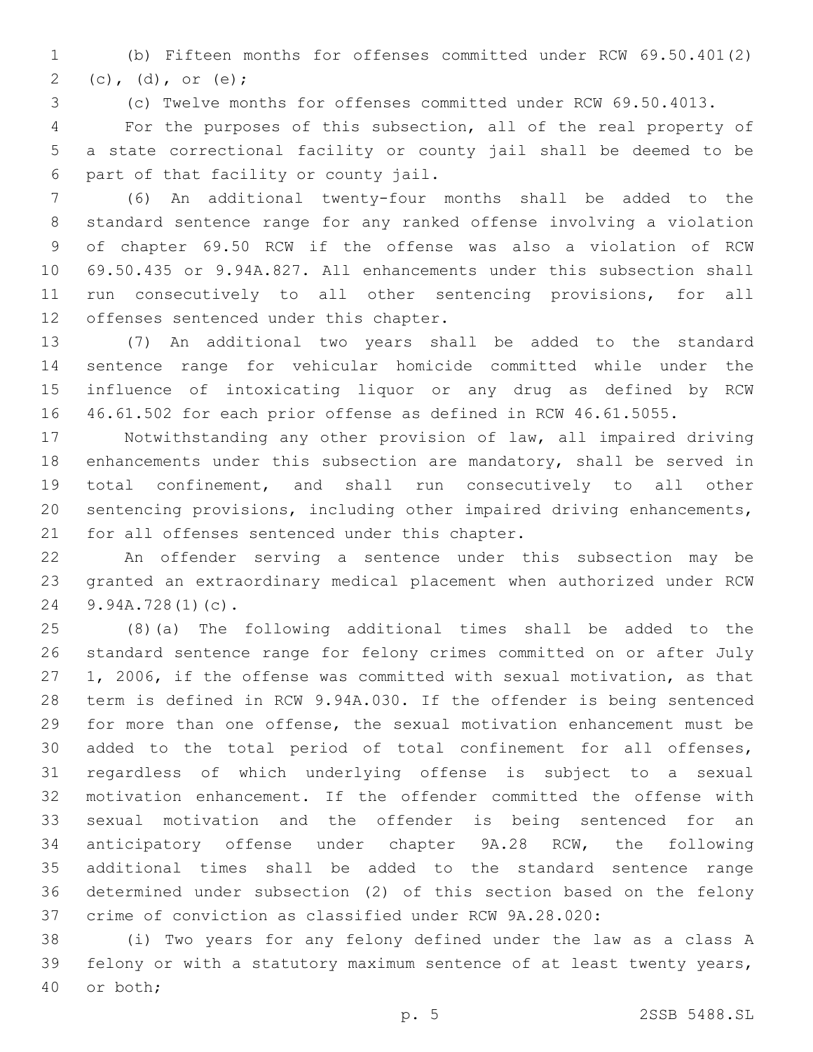(b) Fifteen months for offenses committed under RCW 69.50.401(2) (c), (d), or (e);

(c) Twelve months for offenses committed under RCW 69.50.4013.

For the purposes of this subsection, all of the real property of a state correctional facility or county jail shall be deemed to be part of that facility or county jail.

(6) An additional twenty-four months shall be added to the standard sentence range for any ranked offense involving a violation of chapter 69.50 RCW if the offense was also a violation of RCW 69.50.435 or 9.94A.827. All enhancements under this subsection shall run consecutively to all other sentencing provisions, for all offenses sentenced under this chapter.

(7) An additional two years shall be added to the standard sentence range for vehicular homicide committed while under the influence of intoxicating liquor or any drug as defined by RCW 46.61.502 for each prior offense as defined in RCW 46.61.5055.

Notwithstanding any other provision of law, all impaired driving enhancements under this subsection are mandatory, shall be served in total confinement, and shall run consecutively to all other sentencing provisions, including other impaired driving enhancements, for all offenses sentenced under this chapter.

An offender serving a sentence under this subsection may be granted an extraordinary medical placement when authorized under RCW 9.94A.728(1)(c).

(8)(a) The following additional times shall be added to the standard sentence range for felony crimes committed on or after July 1, 2006, if the offense was committed with sexual motivation, as that term is defined in RCW 9.94A.030. If the offender is being sentenced for more than one offense, the sexual motivation enhancement must be added to the total period of total confinement for all offenses, regardless of which underlying offense is subject to a sexual motivation enhancement. If the offender committed the offense with sexual motivation and the offender is being sentenced for an anticipatory offense under chapter 9A.28 RCW, the following additional times shall be added to the standard sentence range determined under subsection (2) of this section based on the felony crime of conviction as classified under RCW 9A.28.020:

(i) Two years for any felony defined under the law as a class A felony or with a statutory maximum sentence of at least twenty years, or both;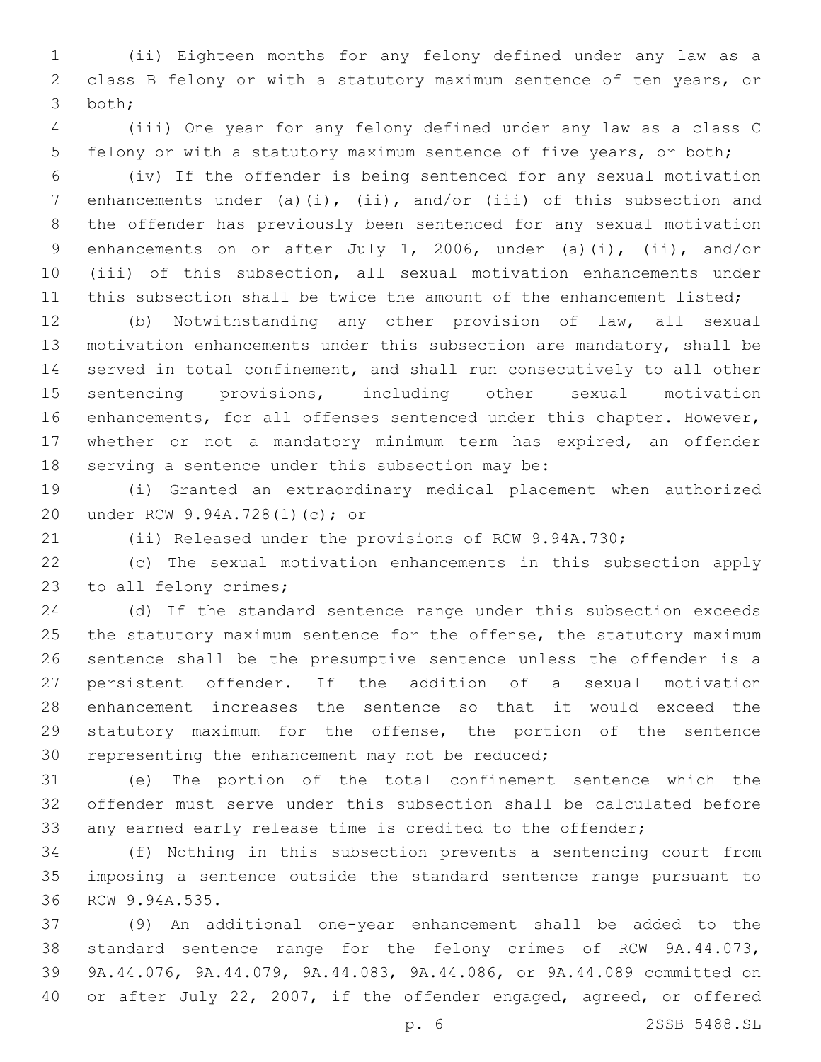(ii) Eighteen months for any felony defined under any law as a class B felony or with a statutory maximum sentence of ten years, or both;

(iii) One year for any felony defined under any law as a class C felony or with a statutory maximum sentence of five years, or both;

(iv) If the offender is being sentenced for any sexual motivation enhancements under (a)(i), (ii), and/or (iii) of this subsection and the offender has previously been sentenced for any sexual motivation enhancements on or after July 1, 2006, under (a)(i), (ii), and/or (iii) of this subsection, all sexual motivation enhancements under this subsection shall be twice the amount of the enhancement listed;

(b) Notwithstanding any other provision of law, all sexual motivation enhancements under this subsection are mandatory, shall be served in total confinement, and shall run consecutively to all other sentencing provisions, including other sexual motivation enhancements, for all offenses sentenced under this chapter. However, whether or not a mandatory minimum term has expired, an offender serving a sentence under this subsection may be:

(i) Granted an extraordinary medical placement when authorized under RCW 9.94A.728(1)(c); or

(ii) Released under the provisions of RCW 9.94A.730;

(c) The sexual motivation enhancements in this subsection apply to all felony crimes;

(d) If the standard sentence range under this subsection exceeds the statutory maximum sentence for the offense, the statutory maximum sentence shall be the presumptive sentence unless the offender is a persistent offender. If the addition of a sexual motivation enhancement increases the sentence so that it would exceed the statutory maximum for the offense, the portion of the sentence representing the enhancement may not be reduced;

(e) The portion of the total confinement sentence which the offender must serve under this subsection shall be calculated before any earned early release time is credited to the offender;

(f) Nothing in this subsection prevents a sentencing court from imposing a sentence outside the standard sentence range pursuant to RCW 9.94A.535.

(9) An additional one-year enhancement shall be added to the standard sentence range for the felony crimes of RCW 9A.44.073, 9A.44.076, 9A.44.079, 9A.44.083, 9A.44.086, or 9A.44.089 committed on or after July 22, 2007, if the offender engaged, agreed, or offered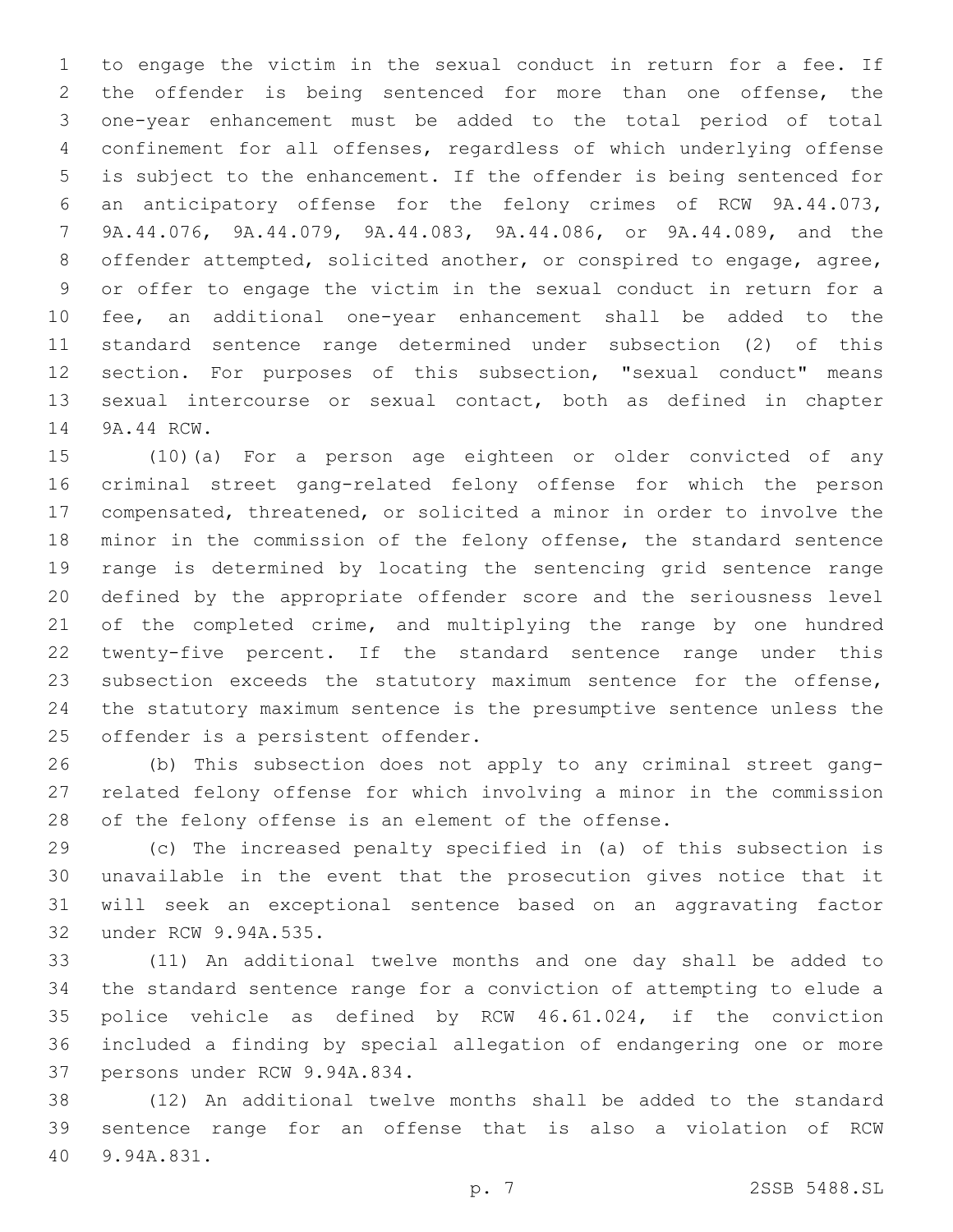to engage the victim in the sexual conduct in return for a fee. If the offender is being sentenced for more than one offense, the one-year enhancement must be added to the total period of total confinement for all offenses, regardless of which underlying offense is subject to the enhancement. If the offender is being sentenced for an anticipatory offense for the felony crimes of RCW 9A.44.073, 9A.44.076, 9A.44.079, 9A.44.083, 9A.44.086, or 9A.44.089, and the offender attempted, solicited another, or conspired to engage, agree, or offer to engage the victim in the sexual conduct in return for a fee, an additional one-year enhancement shall be added to the standard sentence range determined under subsection (2) of this section. For purposes of this subsection, "sexual conduct" means sexual intercourse or sexual contact, both as defined in chapter 9A.44 RCW.

(10)(a) For a person age eighteen or older convicted of any criminal street gang-related felony offense for which the person compensated, threatened, or solicited a minor in order to involve the minor in the commission of the felony offense, the standard sentence range is determined by locating the sentencing grid sentence range defined by the appropriate offender score and the seriousness level of the completed crime, and multiplying the range by one hundred twenty-five percent. If the standard sentence range under this subsection exceeds the statutory maximum sentence for the offense, the statutory maximum sentence is the presumptive sentence unless the offender is a persistent offender.

(b) This subsection does not apply to any criminal street gang-related felony offense for which involving a minor in the commission of the felony offense is an element of the offense.

(c) The increased penalty specified in (a) of this subsection is unavailable in the event that the prosecution gives notice that it will seek an exceptional sentence based on an aggravating factor under RCW 9.94A.535.

(11) An additional twelve months and one day shall be added to the standard sentence range for a conviction of attempting to elude a police vehicle as defined by RCW 46.61.024, if the conviction included a finding by special allegation of endangering one or more persons under RCW 9.94A.834.

(12) An additional twelve months shall be added to the standard sentence range for an offense that is also a violation of RCW 9.94A.831.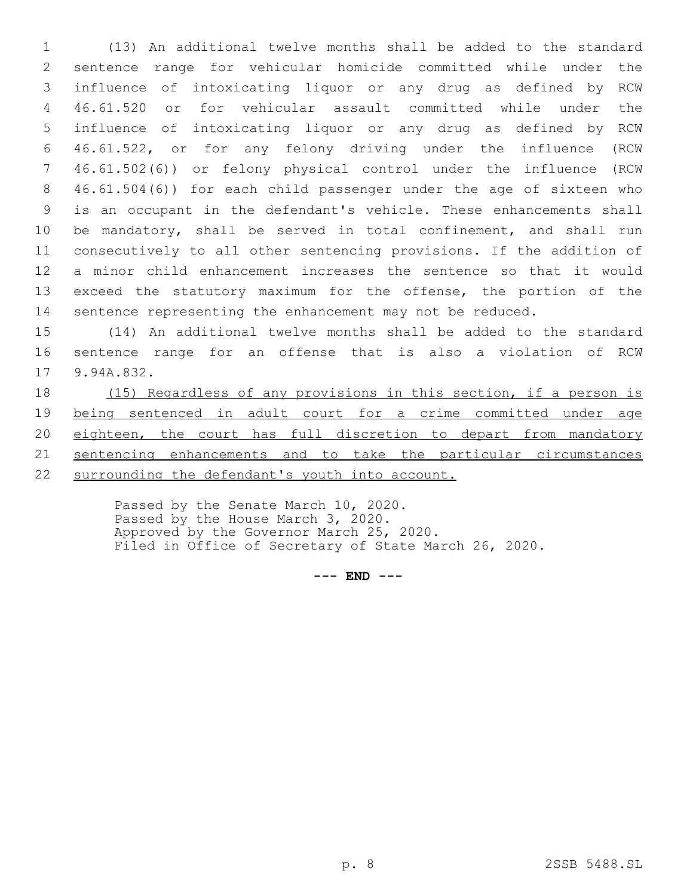(13) An additional twelve months shall be added to the standard sentence range for vehicular homicide committed while under the influence of intoxicating liquor or any drug as defined by RCW 46.61.520 or for vehicular assault committed while under the influence of intoxicating liquor or any drug as defined by RCW 46.61.522, or for any felony driving under the influence (RCW 46.61.502(6)) or felony physical control under the influence (RCW 46.61.504(6)) for each child passenger under the age of sixteen who is an occupant in the defendant's vehicle. These enhancements shall be mandatory, shall be served in total confinement, and shall run consecutively to all other sentencing provisions. If the addition of a minor child enhancement increases the sentence so that it would exceed the statutory maximum for the offense, the portion of the sentence representing the enhancement may not be reduced.

(14) An additional twelve months shall be added to the standard sentence range for an offense that is also a violation of RCW 9.94A.832.

<u>(15) Regardless of any provisions in this section, if a person is being sentenced in adult court for a crime committed under age eighteen, the court has full discretion to depart from mandatory sentencing enhancements and to take the particular circumstances surrounding the defendant's youth into account.</u>

Passed by the Senate March 10, 2020.
Passed by the House March 3, 2020.
Approved by the Governor March 25, 2020.
Filed in Office of Secretary of State March 26, 2020.

**--- END ---**